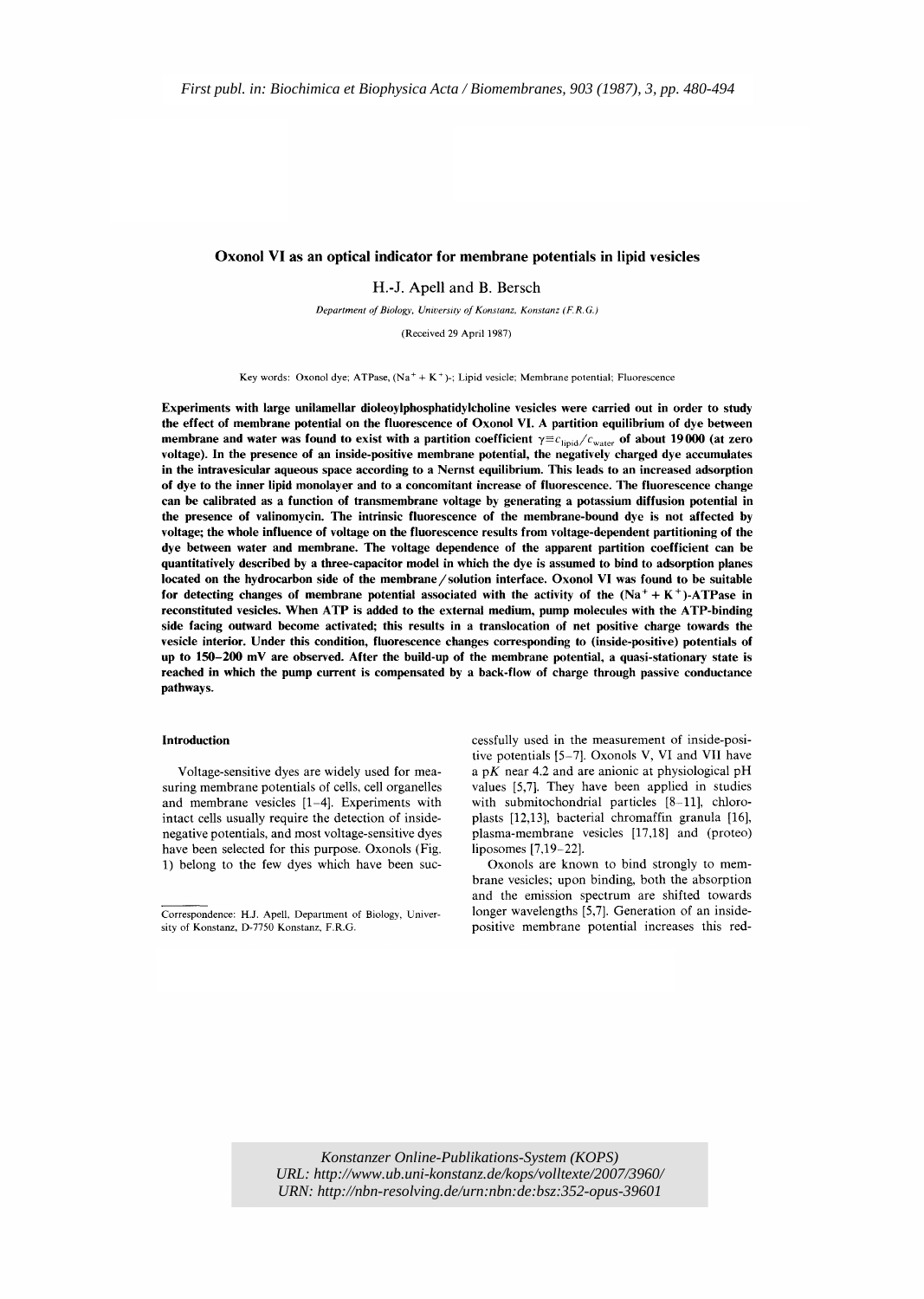*First publ. in: Biochimica et Biophysica Acta / Biomembranes, 903 (1987), 3, pp. 480-494*

# Oxonol VI as an optical indicator for membrane potentials in lipid vesicles

H.-J. Apell and B. Bersch

*Department of Biology, University of Konstanz, Konstanz (F.R.G.)*

(Received 29 April 1987)

Key words: Oxonol dye; ATPase, ($Na^+ + K^+$)-; Lipid vesicle; Membrane potential; Fluorescence

**Experiments with large unilamellar dioleoylphosphatidylcholine vesicles were carried out in order to study the effect of membrane potential on the fluorescence of Oxonol VI. A partition equilibrium of dye between membrane and water was found to exist with a partition coefficient $\gamma \equiv c_{\text{lipid}}/c_{\text{water}}$ of about 19000 (at zero voltage). In the presence of an inside-positive membrane potential, the negatively charged dye accumulates in the intravesicular aqueous space according to a Nernst equilibrium. This leads to an increased adsorption of dye to the inner lipid monolayer and to a concomitant increase of fluorescence. The fluorescence change can be calibrated as a function of transmembrane voltage by generating a potassium diffusion potential in the presence of valinomycin. The intrinsic fluorescence of the membrane-bound dye is not affected by voltage; the whole influence of voltage on the fluorescence results from voltage-dependent partitioning of the dye between water and membrane. The voltage dependence of the apparent partition coefficient can be quantitatively described by a three-capacitor model in which the dye is assumed to bind to adsorption planes located on the hydrocarbon side of the membrane/solution interface. Oxonol VI was found to be suitable for detecting changes of membrane potential associated with the activity of the ($Na^+ + K^+$)-ATPase in reconstituted vesicles. When ATP is added to the external medium, pump molecules with the ATP-binding side facing outward become activated; this results in a translocation of net positive charge towards the vesicle interior. Under this condition, fluorescence changes corresponding to (inside-positive) potentials of up to 150–200 mV are observed. After the build-up of the membrane potential, a quasi-stationary state is reached in which the pump current is compensated by a back-flow of charge through passive conductance pathways.**

## Introduction

Voltage-sensitive dyes are widely used for measuring membrane potentials of cells, cell organelles and membrane vesicles [1–4]. Experiments with intact cells usually require the detection of inside-negative potentials, and most voltage-sensitive dyes have been selected for this purpose. Oxonols (Fig. 1) belong to the few dyes which have been successfully used in the measurement of inside-positive potentials [5–7]. Oxonols V, VI and VII have a p$K$ near 4.2 and are anionic at physiological pH values [5,7]. They have been applied in studies with submitochondrial particles [8–11], chloroplasts [12,13], bacterial chromaffin granula [16], plasma-membrane vesicles [17,18] and (proteo) liposomes [7,19–22].

Oxonols are known to bind strongly to membrane vesicles; upon binding, both the absorption and the emission spectrum are shifted towards longer wavelengths [5,7]. Generation of an inside-positive membrane potential increases this red-

Correspondence: H.J. Apell, Department of Biology, University of Konstanz, D-7750 Konstanz, F.R.G.

*Konstanzer Online-Publikations-System (KOPS)*
*URL: http://www.ub.uni-konstanz.de/kops/volltexte/2007/3960/*
*URN: http://nbn-resolving.de/urn:nbn:de:bsz:352-opus-39601*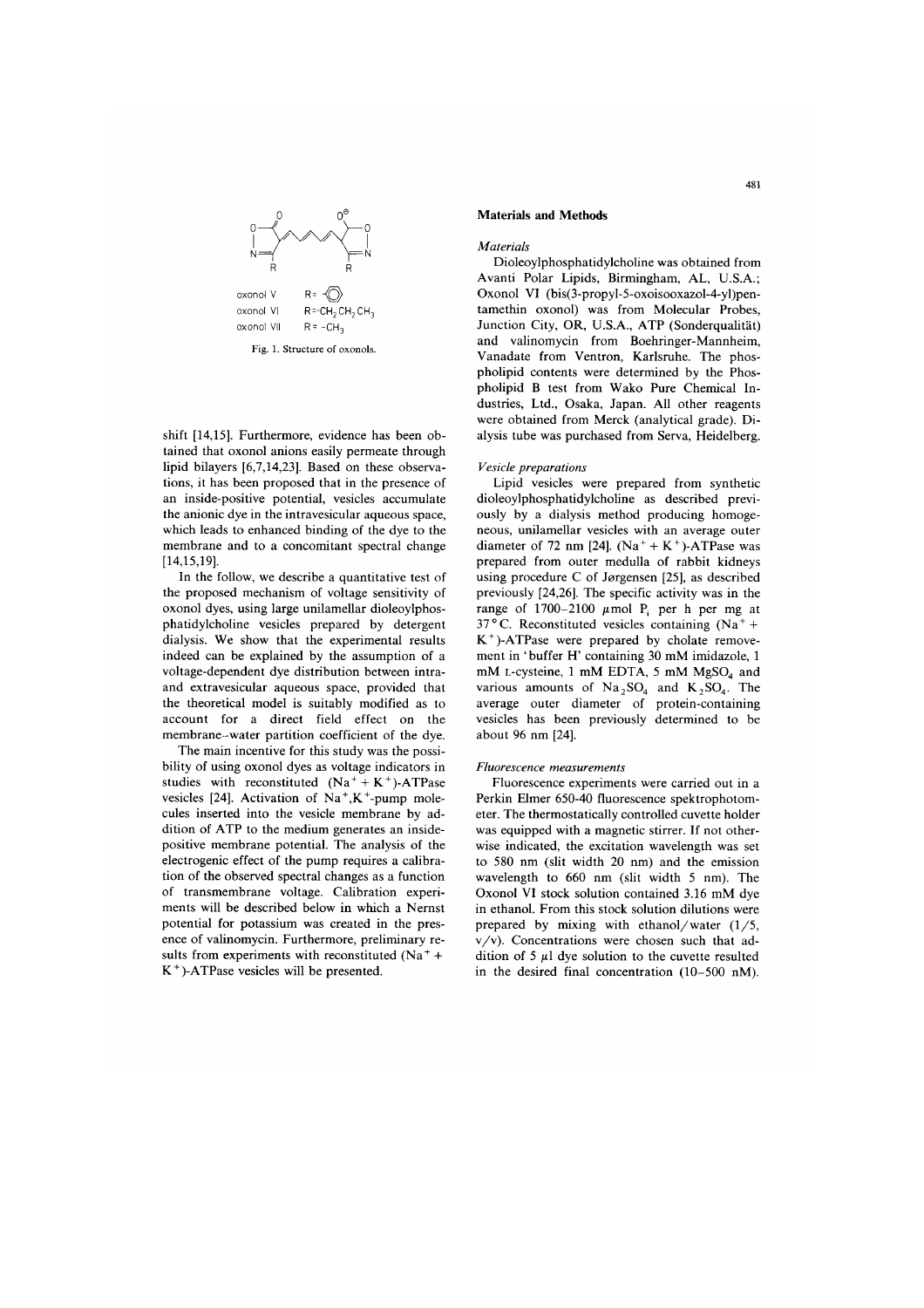oxonol V R = phenyl
oxonol VI R = $-CH_2CH_2CH_3$
oxonol VII R = $-CH_3$

Fig. 1. Structure of oxonols.

shift [14,15]. Furthermore, evidence has been obtained that oxonol anions easily permeate through lipid bilayers [6,7,14,23]. Based on these observations, it has been proposed that in the presence of an inside-positive potential, vesicles accumulate the anionic dye in the intravesicular aqueous space, which leads to enhanced binding of the dye to the membrane and to a concomitant spectral change [14,15,19].

In the follow, we describe a quantitative test of the proposed mechanism of voltage sensitivity of oxonol dyes, using large unilamellar dioleoylphosphatidylcholine vesicles prepared by detergent dialysis. We show that the experimental results indeed can be explained by the assumption of a voltage-dependent dye distribution between intra- and extravesicular aqueous space, provided that the theoretical model is suitably modified as to account for a direct field effect on the membrane–water partition coefficient of the dye.

The main incentive for this study was the possibility of using oxonol dyes as voltage indicators in studies with reconstituted $(Na^+ + K^+)$-ATPase vesicles [24]. Activation of $Na^+,K^+$-pump molecules inserted into the vesicle membrane by addition of ATP to the medium generates an inside-positive membrane potential. The analysis of the electrogenic effect of the pump requires a calibration of the observed spectral changes as a function of transmembrane voltage. Calibration experiments will be described below in which a Nernst potential for potassium was created in the presence of valinomycin. Furthermore, preliminary results from experiments with reconstituted $(Na^+ + K^+)$-ATPase vesicles will be presented.

## Materials and Methods

### *Materials*

Dioleoylphosphatidylcholine was obtained from Avanti Polar Lipids, Birmingham, AL, U.S.A.; Oxonol VI (bis(3-propyl-5-oxoisooxazol-4-yl)pentamethin oxonol) was from Molecular Probes, Junction City, OR, U.S.A., ATP (Sonderqualität) and valinomycin from Boehringer-Mannheim, Vanadate from Ventron, Karlsruhe. The phospholipid contents were determined by the Phospholipid B test from Wako Pure Chemical Industries, Ltd., Osaka, Japan. All other reagents were obtained from Merck (analytical grade). Dialysis tube was purchased from Serva, Heidelberg.

### *Vesicle preparations*

Lipid vesicles were prepared from synthetic dioleoylphosphatidylcholine as described previously by a dialysis method producing homogeneous, unilamellar vesicles with an average outer diameter of 72 nm [24]. $(Na^+ + K^+)$-ATPase was prepared from outer medulla of rabbit kidneys using procedure C of Jørgensen [25], as described previously [24,26]. The specific activity was in the range of 1700–2100 μmol $P_i$ per h per mg at 37°C. Reconstituted vesicles containing $(Na^+ + K^+)$-ATPase were prepared by cholate removement in 'buffer H' containing 30 mM imidazole, 1 mM L-cysteine, 1 mM EDTA, 5 mM $MgSO_4$ and various amounts of $Na_2SO_4$ and $K_2SO_4$. The average outer diameter of protein-containing vesicles has been previously determined to be about 96 nm [24].

### *Fluorescence measurements*

Fluorescence experiments were carried out in a Perkin Elmer 650-40 fluorescence spektrophotometer. The thermostatically controlled cuvette holder was equipped with a magnetic stirrer. If not otherwise indicated, the excitation wavelength was set to 580 nm (slit width 20 nm) and the emission wavelength to 660 nm (slit width 5 nm). The Oxonol VI stock solution contained 3.16 mM dye in ethanol. From this stock solution dilutions were prepared by mixing with ethanol/water (1/5, v/v). Concentrations were chosen such that addition of 5 μl dye solution to the cuvette resulted in the desired final concentration (10–500 nM).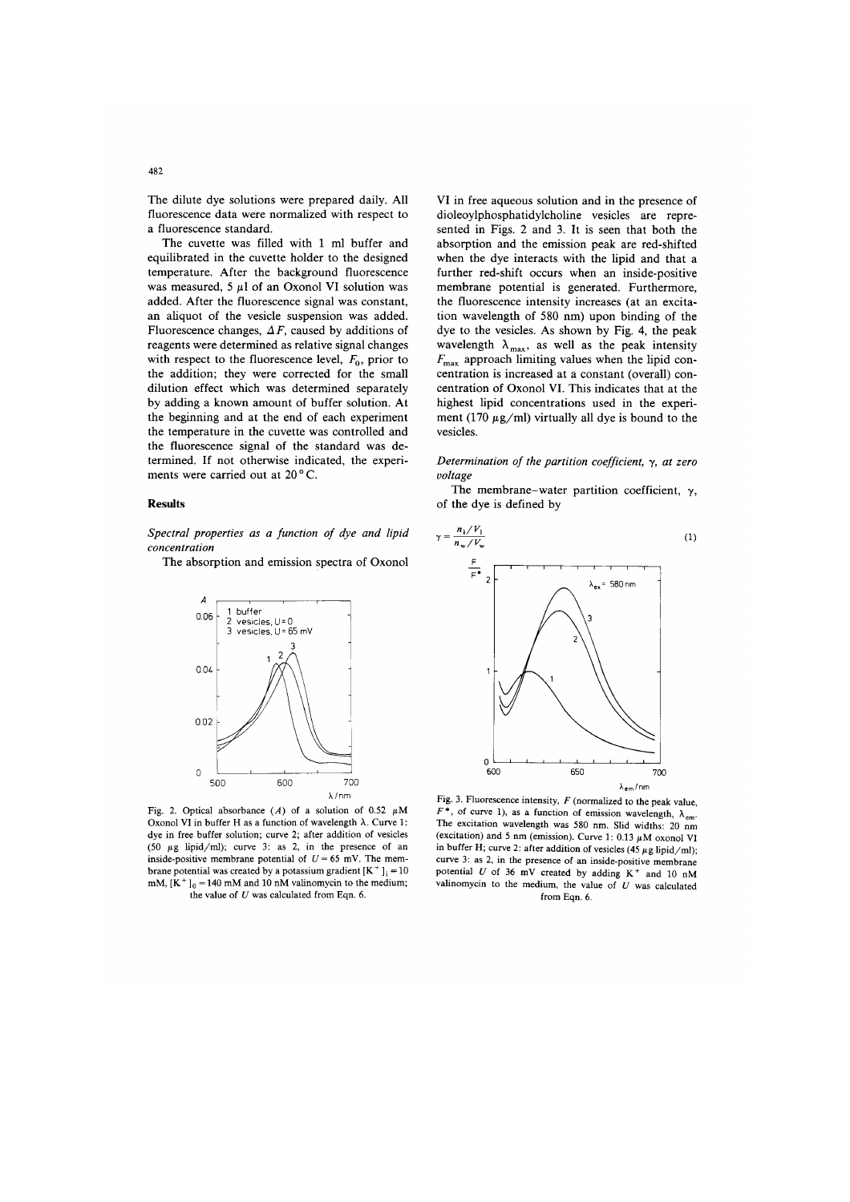The dilute dye solutions were prepared daily. All fluorescence data were normalized with respect to a fluorescence standard.

The cuvette was filled with 1 ml buffer and equilibrated in the cuvette holder to the designed temperature. After the background fluorescence was measured, 5 μl of an Oxonol VI solution was added. After the fluorescence signal was constant, an aliquot of the vesicle suspension was added. Fluorescence changes, $\Delta F$, caused by additions of reagents were determined as relative signal changes with respect to the fluorescence level, $F_0$, prior to the addition; they were corrected for the small dilution effect which was determined separately by adding a known amount of buffer solution. At the beginning and at the end of each experiment the temperature in the cuvette was controlled and the fluorescence signal of the standard was determined. If not otherwise indicated, the experiments were carried out at 20°C.

## Results

### *Spectral properties as a function of dye and lipid concentration*

The absorption and emission spectra of Oxonol VI in free aqueous solution and in the presence of dioleoylphosphatidylcholine vesicles are represented in Figs. 2 and 3. It is seen that both the absorption and the emission peak are red-shifted when the dye interacts with the lipid and that a further red-shift occurs when an inside-positive membrane potential is generated. Furthermore, the fluorescence intensity increases (at an excitation wavelength of 580 nm) upon binding of the dye to the vesicles. As shown by Fig. 4, the peak wavelength $\lambda_{max}$, as well as the peak intensity $F_{max}$ approach limiting values when the lipid concentration is increased at a constant (overall) concentration of Oxonol VI. This indicates that at the highest lipid concentrations used in the experiment (170 μg/ml) virtually all dye is bound to the vesicles.

Fig. 2. Optical absorbance ($A$) of a solution of 0.52 μM Oxonol VI in buffer H as a function of wavelength $\lambda$. Curve 1: dye in free buffer solution; curve 2; after addition of vesicles (50 μg lipid/ml); curve 3: as 2, in the presence of an inside-positive membrane potential of $U = 65$ mV. The membrane potential was created by a potassium gradient $[K^+]_i = 10$ mM, $[K^+]_0 = 140$ mM and 10 nM valinomycin to the medium; the value of $U$ was calculated from Eqn. 6.

### *Determination of the partition coefficient, γ, at zero voltage*

The membrane–water partition coefficient, $\gamma$, of the dye is defined by

$$\gamma = \frac{n_l / V_l}{n_w / V_w} \tag{1}$$

Fig. 3. Fluorescence intensity, $F$ (normalized to the peak value, $F^*$, of curve 1), as a function of emission wavelength, $\lambda_{em}$. The excitation wavelength was 580 nm. Slid widths: 20 nm (excitation) and 5 nm (emission). Curve 1: 0.13 μM oxonol VI in buffer H; curve 2: after addition of vesicles (45 μg lipid/ml); curve 3: as 2, in the presence of an inside-positive membrane potential $U$ of 36 mV created by adding $K^+$ and 10 nM valinomycin to the medium, the value of $U$ was calculated from Eqn. 6.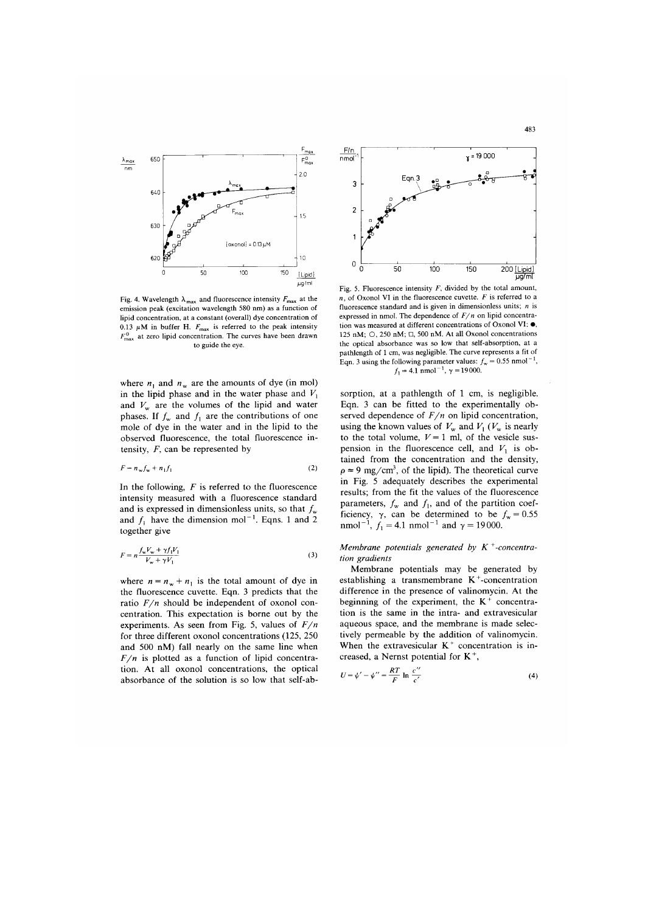Fig. 4. Wavelength $\lambda_{max}$ and fluorescence intensity $F_{max}$ at the emission peak (excitation wavelength 580 nm) as a function of lipid concentration, at a constant (overall) dye concentration of 0.13 μM in buffer H. $F_{max}$ is referred to the peak intensity $F^0_{max}$ at zero lipid concentration. The curves have been drawn to guide the eye.

Fig. 5. Fluorescence intensity $F$, divided by the total amount, $n$, of Oxonol VI in the fluorescence cuvette. $F$ is referred to a fluorescence standard and is given in dimensionless units; $n$ is expressed in nmol. The dependence of $F/n$ on lipid concentration was measured at different concentrations of Oxonol VI: ●, 125 nM; ○, 250 nM; □, 500 nM. At all Oxonol concentrations the optical absorbance was so low that self-absorption, at a pathlength of 1 cm, was negligible. The curve represents a fit of Eqn. 3 using the following parameter values: $f_w = 0.55$ nmol$^{-1}$, $f_l = 4.1$ nmol$^{-1}$, $\gamma = 19000$.

where $n_l$ and $n_w$ are the amounts of dye (in mol) in the lipid phase and in the water phase and $V_l$ and $V_w$ are the volumes of the lipid and water phases. If $f_w$ and $f_l$ are the contributions of one mole of dye in the water and in the lipid to the observed fluorescence, the total fluorescence intensity, $F$, can be represented by

$$F = n_w f_w + n_l f_l \tag{2}$$

In the following, $F$ is referred to the fluorescence intensity measured with a fluorescence standard and is expressed in dimensionless units, so that $f_w$ and $f_l$ have the dimension mol$^{-1}$. Eqns. 1 and 2 together give

$$F = n \frac{f_w V_w + \gamma f_l V_l}{V_w + \gamma V_l} \tag{3}$$

where $n = n_w + n_l$ is the total amount of dye in the fluorescence cuvette. Eqn. 3 predicts that the ratio $F/n$ should be independent of oxonol concentration. This expectation is borne out by the experiments. As seen from Fig. 5, values of $F/n$ for three different oxonol concentrations (125, 250 and 500 nM) fall nearly on the same line when $F/n$ is plotted as a function of lipid concentration. At all oxonol concentrations, the optical absorbance of the solution is so low that self-absorption, at a pathlength of 1 cm, is negligible. Eqn. 3 can be fitted to the experimentally observed dependence of $F/n$ on lipid concentration, using the known values of $V_w$ and $V_l$ ($V_w$ is nearly to the total volume, $V = 1$ ml, of the vesicle suspension in the fluorescence cell, and $V_l$ is obtained from the concentration and the density, $\rho \approx 9$ mg/cm$^3$, of the lipid). The theoretical curve in Fig. 5 adequately describes the experimental results; from the fit the values of the fluorescence parameters, $f_w$ and $f_l$, and of the partition coefficiency, $\gamma$, can be determined to be $f_w = 0.55$ nmol$^{-1}$, $f_l = 4.1$ nmol$^{-1}$ and $\gamma = 19000$.

### *Membrane potentials generated by $K^+$-concentration gradients*

Membrane potentials may be generated by establishing a transmembrane $K^+$-concentration difference in the presence of valinomycin. At the beginning of the experiment, the $K^+$ concentration is the same in the intra- and extravesicular aqueous space, and the membrane is made selectively permeable by the addition of valinomycin. When the extravesicular $K^+$ concentration is increased, a Nernst potential for $K^+$,

$$U = \psi' - \psi'' = \frac{RT}{F} \ln \frac{c''}{c'} \tag{4}$$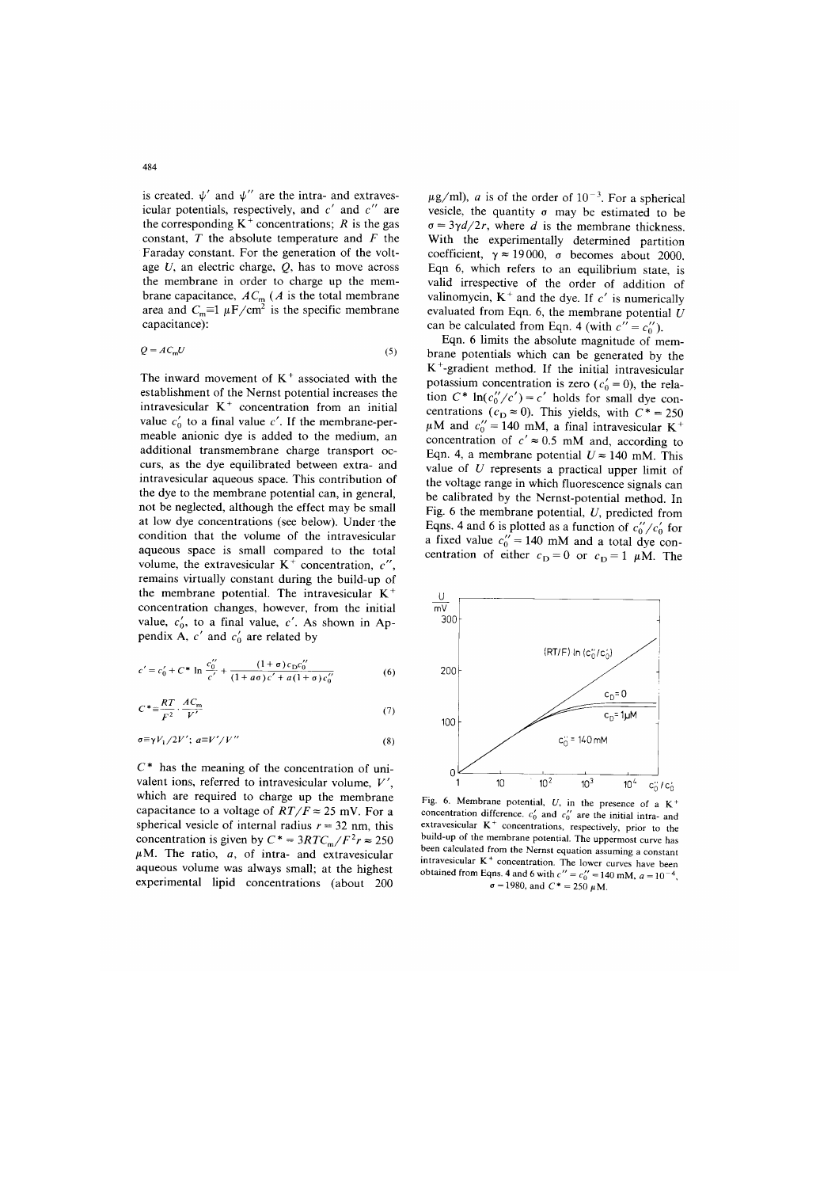is created. $\psi'$ and $\psi''$ are the intra- and extravesicular potentials, respectively, and $c'$ and $c''$ are the corresponding $K^+$ concentrations; $R$ is the gas constant, $T$ the absolute temperature and $F$ the Faraday constant. For the generation of the voltage $U$, an electric charge, $Q$, has to move across the membrane in order to charge up the membrane capacitance, $AC_m$ ($A$ is the total membrane area and $C_m \equiv 1\ \mu F/cm^2$ is the specific membrane capacitance):

$$Q = AC_m U \tag{5}$$

The inward movement of $K^+$ associated with the establishment of the Nernst potential increases the intravesicular $K^+$ concentration from an initial value $c'_0$ to a final value $c'$. If the membrane-permeable anionic dye is added to the medium, an additional transmembrane charge transport occurs, as the dye equilibrated between extra- and intravesicular aqueous space. This contribution of the dye to the membrane potential can, in general, not be neglected, although the effect may be small at low dye concentrations (see below). Under the condition that the volume of the intravesicular aqueous space is small compared to the total volume, the extravesicular $K^+$ concentration, $c''$, remains virtually constant during the build-up of the membrane potential. The intravesicular $K^+$ concentration changes, however, from the initial value, $c'_0$, to a final value, $c'$. As shown in Appendix A, $c'$ and $c'_0$ are related by

$$c' = c'_0 + C^* \ln \frac{c''_0}{c'} + \frac{(1+\sigma) c_D c''_0}{(1 + a\sigma) c' + a(1+\sigma) c''_0} \tag{6}$$

$$C^* \equiv \frac{RT}{F^2} \cdot \frac{AC_m}{V'} \tag{7}$$

$$\sigma \equiv \gamma V_1 / 2V'; \; a \equiv V'/V'' \tag{8}$$

$C^*$ has the meaning of the concentration of univalent ions, referred to intravesicular volume, $V'$, which are required to charge up the membrane capacitance to a voltage of $RT/F \approx 25$ mV. For a spherical vesicle of internal radius $r = 32$ nm, this concentration is given by $C^* = 3RTC_m/F^2 r \approx 250$ $\mu$M. The ratio, $a$, of intra- and extravesicular aqueous volume was always small; at the highest experimental lipid concentrations (about 200 $\mu$g/ml), $a$ is of the order of $10^{-3}$. For a spherical vesicle, the quantity $\sigma$ may be estimated to be $\sigma = 3\gamma d/2r$, where $d$ is the membrane thickness. With the experimentally determined partition coefficient, $\gamma \approx 19000$, $\sigma$ becomes about 2000. Eqn 6, which refers to an equilibrium state, is valid irrespective of the order of addition of valinomycin, $K^+$ and the dye. If $c'$ is numerically evaluated from Eqn. 6, the membrane potential $U$ can be calculated from Eqn. 4 (with $c'' = c''_0$).

Eqn. 6 limits the absolute magnitude of membrane potentials which can be generated by the $K^+$-gradient method. If the initial intravesicular potassium concentration is zero ($c'_0 = 0$), the relation $C^* \ln(c''_0/c') = c'$ holds for small dye concentrations ($c_D \approx 0$). This yields, with $C^* = 250$ $\mu$M and $c''_0 = 140$ mM, a final intravesicular $K^+$ concentration of $c' \approx 0.5$ mM and, according to Eqn. 4, a membrane potential $U \approx 140$ mM. This value of $U$ represents a practical upper limit of the voltage range in which fluorescence signals can be calibrated by the Nernst-potential method. In Fig. 6 the membrane potential, $U$, predicted from Eqns. 4 and 6 is plotted as a function of $c''_0/c'_0$ for a fixed value $c''_0 = 140$ mM and a total dye concentration of either $c_D = 0$ or $c_D = 1$ $\mu$M. The

Fig. 6. Membrane potential, $U$, in the presence of a $K^+$ concentration difference. $c'_0$ and $c''_0$ are the initial intra- and extravesicular $K^+$ concentrations, respectively, prior to the build-up of the membrane potential. The uppermost curve has been calculated from the Nernst equation assuming a constant intravesicular $K^+$ concentration. The lower curves have been obtained from Eqns. 4 and 6 with $c'' = c''_0 = 140$ mM, $a = 10^{-4}$, $\sigma = 1980$, and $C^* = 250$ $\mu$M.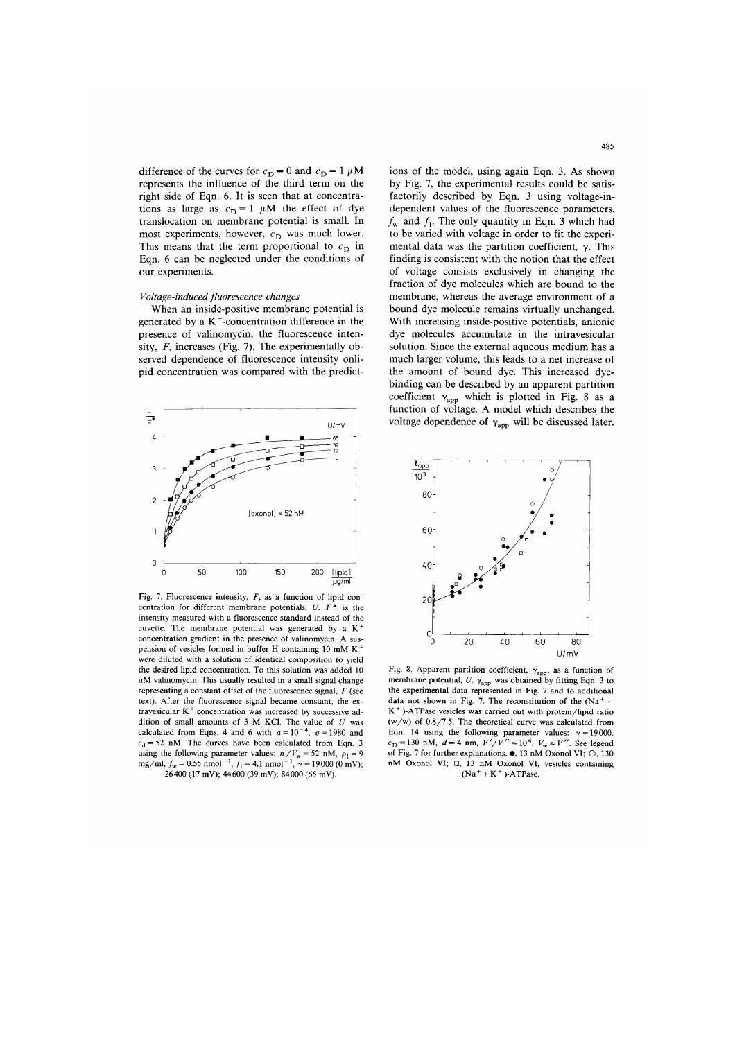difference of the curves for $c_D = 0$ and $c_D = 1$ μM represents the influence of the third term on the right side of Eqn. 6. It is seen that at concentrations as large as $c_D = 1$ μM the effect of dye translocation on membrane potential is small. In most experiments, however, $c_D$ was much lower. This means that the term proportional to $c_D$ in Eqn. 6 can be neglected under the conditions of our experiments.

### *Voltage-induced fluorescence changes*

When an inside-positive membrane potential is generated by a $K^+$-concentration difference in the presence of valinomycin, the fluorescence intensity, $F$, increases (Fig. 7). The experimentally observed dependence of fluorescence intensity onlipid concentration was compared with the predictions of the model, using again Eqn. 3. As shown by Fig. 7, the experimental results could be satisfactorily described by Eqn. 3 using voltage-independent values of the fluorescence parameters, $f_w$ and $f_l$. The only quantity in Eqn. 3 which had to be varied with voltage in order to fit the experimental data was the partition coefficient, $\gamma$. This finding is consistent with the notion that the effect of voltage consists exclusively in changing the fraction of dye molecules which are bound to the membrane, whereas the average environment of a bound dye molecule remains virtually unchanged. With increasing inside-positive potentials, anionic dye molecules accumulate in the intravesicular solution. Since the external aqueous medium has a much larger volume, this leads to a net increase of the amount of bound dye. This increased dye-binding can be described by an apparent partition coefficient $\gamma_{app}$ which is plotted in Fig. 8 as a function of voltage. A model which describes the voltage dependence of $\gamma_{app}$ will be discussed later.

Fig. 7. Fluorescence intensity, $F$, as a function of lipid concentration for different membrane potentials, $U$. $F^*$ is the intensity measured with a fluorescence standard instead of the cuvette. The membrane potential was generated by a $K^+$ concentration gradient in the presence of valinomycin. A suspension of vesicles formed in buffer H containing 10 mM $K^+$ were diluted with a solution of identical composition to yield the desired lipid concentration. To this solution was added 10 nM valinomycin. This usually resulted in a small signal change representing a constant offset of the fluorescence signal, $F$ (see text). After the fluorescence signal became constant, the extravesicular $K^+$ concentration was increased by successive addition of small amounts of 3 M KCl. The value of $U$ was calculated from Eqns. 4 and 6 with $a = 10^{-4}$, $\sigma = 1980$ and $c_d = 52$ nM. The curves have been calculated from Eqn. 3 using the following parameter values: $n/V_w = 52$ nM, $\rho_l = 9$ mg/ml, $f_w = 0.55$ nmol$^{-1}$, $f_l = 4.1$ nmol$^{-1}$, $\gamma = 19000$ (0 mV); 26400 (17 mV); 44600 (39 mV); 84000 (65 mV).

Fig. 8. Apparent partition coefficient, $\gamma_{app}$, as a function of membrane potential, $U$. $\gamma_{app}$ was obtained by fitting Eqn. 3 to the experimental data represented in Fig. 7 and to additional data not shown in Fig. 7. The reconstitution of the ($Na^+$ + $K^+$)-ATPase vesicles was carried out with protein/lipid ratio (w/w) of 0.8/7.5. The theoretical curve was calculated from Eqn. 14 using the following parameter values: $\gamma = 19000$, $c_D = 130$ nM, $d = 4$ nm, $V'/V'' = 10^4$, $V_w \approx V''$. See legend of Fig. 7 for further explanations. ●, 13 nM Oxonol VI; ○, 130 nM Oxonol VI; □, 13 nM Oxonol VI, vesicles containing ($Na^+$ + $K^+$)-ATPase.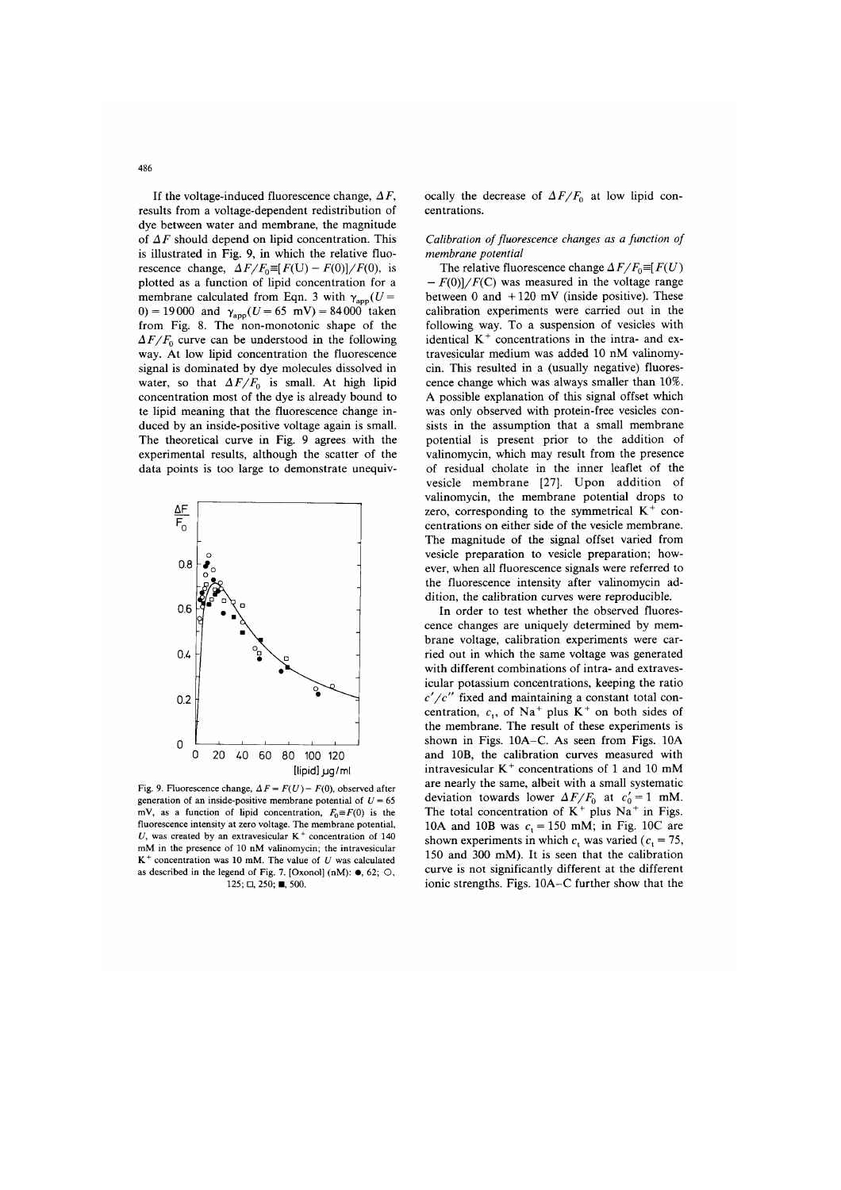If the voltage-induced fluorescence change, $\Delta F$, results from a voltage-dependent redistribution of dye between water and membrane, the magnitude of $\Delta F$ should depend on lipid concentration. This is illustrated in Fig. 9, in which the relative fluorescence change, $\Delta F/F_0 \equiv [F(\mathrm{U}) - F(0)]/F(0)$, is plotted as a function of lipid concentration for a membrane calculated from Eqn. 3 with $\gamma_{app}(U = 0) = 19000$ and $\gamma_{app}(U = 65 \text{ mV}) = 84000$ taken from Fig. 8. The non-monotonic shape of the $\Delta F/F_0$ curve can be understood in the following way. At low lipid concentration the fluorescence signal is dominated by dye molecules dissolved in water, so that $\Delta F/F_0$ is small. At high lipid concentration most of the dye is already bound to te lipid meaning that the fluorescence change induced by an inside-positive voltage again is small. The theoretical curve in Fig. 9 agrees with the experimental results, although the scatter of the data points is too large to demonstrate unequivocally the decrease of $\Delta F/F_0$ at low lipid concentrations.

Fig. 9. Fluorescence change, $\Delta F = F(U) - F(0)$, observed after generation of an inside-positive membrane potential of $U = 65$ mV, as a function of lipid concentration, $F_0 \equiv F(0)$ is the fluorescence intensity at zero voltage. The membrane potential, $U$, was created by an extravesicular $K^+$ concentration of 140 mM in the presence of 10 nM valinomycin; the intravesicular $K^+$ concentration was 10 mM. The value of $U$ was calculated as described in the legend of Fig. 7. [Oxonol] (nM): ●, 62; ○, 125; □, 250; ■, 500.

### *Calibration of fluorescence changes as a function of membrane potential*

The relative fluorescence change $\Delta F/F_0 \equiv [F(U) - F(0)]/F(\mathrm{C})$ was measured in the voltage range between 0 and +120 mV (inside positive). These calibration experiments were carried out in the following way. To a suspension of vesicles with identical $K^+$ concentrations in the intra- and extravesicular medium was added 10 nM valinomycin. This resulted in a (usually negative) fluorescence change which was always smaller than 10%. A possible explanation of this signal offset which was only observed with protein-free vesicles consists in the assumption that a small membrane potential is present prior to the addition of valinomycin, which may result from the presence of residual cholate in the inner leaflet of the vesicle membrane [27]. Upon addition of valinomycin, the membrane potential drops to zero, corresponding to the symmetrical $K^+$ concentrations on either side of the vesicle membrane. The magnitude of the signal offset varied from vesicle preparation to vesicle preparation; however, when all fluorescence signals were referred to the fluorescence intensity after valinomycin addition, the calibration curves were reproducible.

In order to test whether the observed fluorescence changes are uniquely determined by membrane voltage, calibration experiments were carried out in which the same voltage was generated with different combinations of intra- and extravesicular potassium concentrations, keeping the ratio $c'/c''$ fixed and maintaining a constant total concentration, $c_t$, of $Na^+$ plus $K^+$ on both sides of the membrane. The result of these experiments is shown in Figs. 10A–C. As seen from Figs. 10A and 10B, the calibration curves measured with intravesicular $K^+$ concentrations of 1 and 10 mM are nearly the same, albeit with a small systematic deviation towards lower $\Delta F/F_0$ at $c_0' = 1$ mM. The total concentration of $K^+$ plus $Na^+$ in Figs. 10A and 10B was $c_t = 150$ mM; in Fig. 10C are shown experiments in which $c_t$ was varied ($c_t = 75$, 150 and 300 mM). It is seen that the calibration curve is not significantly different at the different ionic strengths. Figs. 10A–C further show that the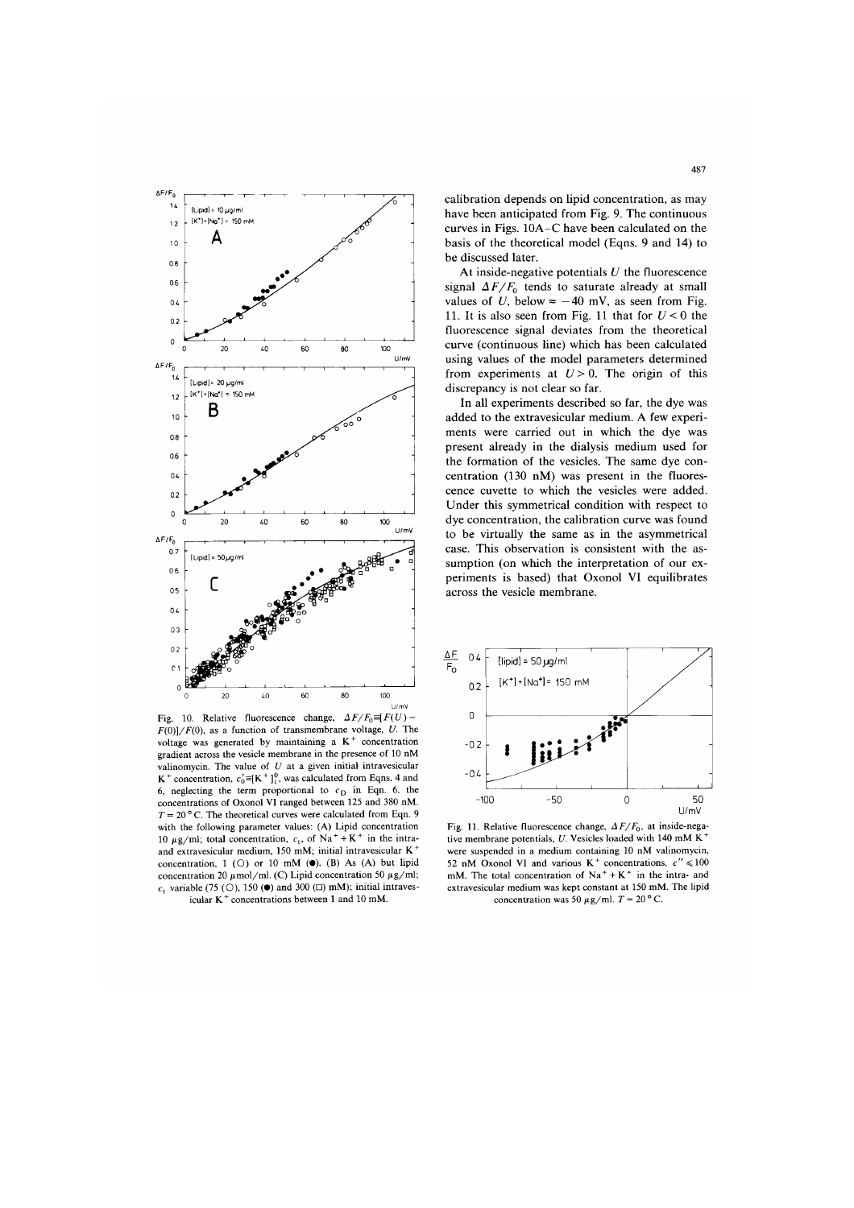Fig. 10. Relative fluorescence change, $\Delta F/F_0 \equiv [F(U) - F(0)]/F(0)$, as a function of transmembrane voltage, $U$. The voltage was generated by maintaining a $K^+$ concentration gradient across the vesicle membrane in the presence of 10 nM valinomycin. The value of $U$ at a given initial intravesicular $K^+$ concentration, $c_0' \equiv [K^+]_i^0$, was calculated from Eqns. 4 and 6, neglecting the term proportional to $c_D$ in Eqn. 6. the concentrations of Oxonol VI ranged between 125 and 380 nM. $T = 20\,°C$. The theoretical curves were calculated from Eqn. 9 with the following parameter values: (A) Lipid concentration 10 μg/ml; total concentration, $c_t$, of $Na^+ + K^+$ in the intra- and extravesicular medium, 150 mM; initial intravesicular $K^+$ concentration, 1 (○) or 10 mM (●). (B) As (A) but lipid concentration 20 μmol/ml. (C) Lipid concentration 50 μg/ml; $c_t$ variable (75 (○), 150 (●) and 300 (□) mM); initial intravesicular $K^+$ concentrations between 1 and 10 mM.

calibration depends on lipid concentration, as may have been anticipated from Fig. 9. The continuous curves in Figs. 10A–C have been calculated on the basis of the theoretical model (Eqns. 9 and 14) to be discussed later.

At inside-negative potentials $U$ the fluorescence signal $\Delta F/F_0$ tends to saturate already at small values of $U$, below $\approx -40$ mV, as seen from Fig. 11. It is also seen from Fig. 11 that for $U < 0$ the fluorescence signal deviates from the theoretical curve (continuous line) which has been calculated using values of the model parameters determined from experiments at $U > 0$. The origin of this discrepancy is not clear so far.

In all experiments described so far, the dye was added to the extravesicular medium. A few experiments were carried out in which the dye was present already in the dialysis medium used for the formation of the vesicles. The same dye concentration (130 nM) was present in the fluorescence cuvette to which the vesicles were added. Under this symmetrical condition with respect to dye concentration, the calibration curve was found to be virtually the same as in the asymmetrical case. This observation is consistent with the assumption (on which the interpretation of our experiments is based) that Oxonol VI equilibrates across the vesicle membrane.

Fig. 11. Relative fluorescence change, $\Delta F/F_0$, at inside-negative membrane potentials, $U$. Vesicles loaded with 140 mM $K^+$ were suspended in a medium containing 10 nM valinomycin, 52 nM Oxonol VI and various $K^+$ concentrations, $c'' \leq 100$ mM. The total concentration of $Na^+ + K^+$ in the intra- and extravesicular medium was kept constant at 150 mM. The lipid concentration was 50 μg/ml. $T = 20\,°C$.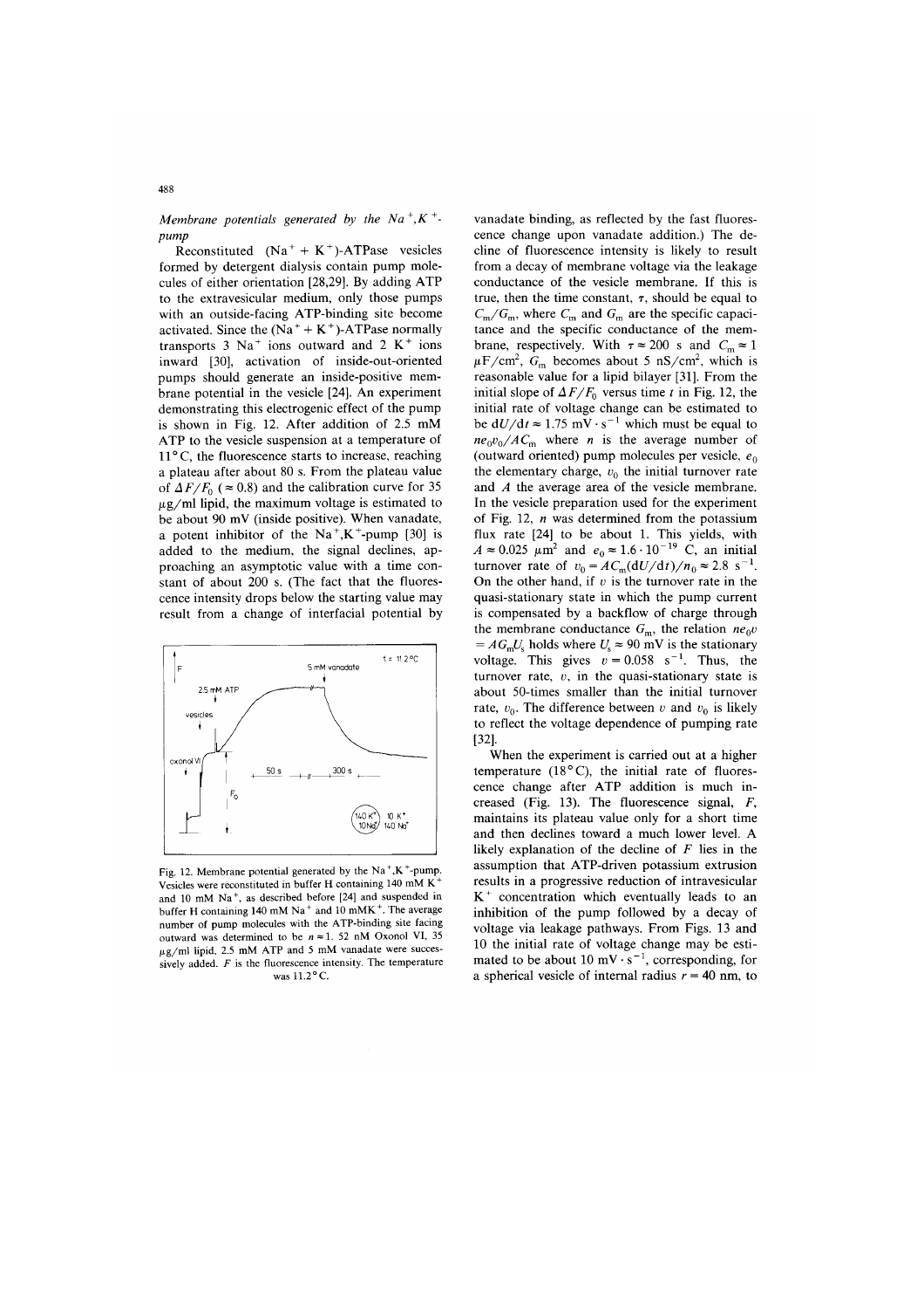*Membrane potentials generated by the $Na^+,K^+$-pump*

Reconstituted $(Na^+ + K^+)$-ATPase vesicles formed by detergent dialysis contain pump molecules of either orientation [28,29]. By adding ATP to the extravesicular medium, only those pumps with an outside-facing ATP-binding site become activated. Since the $(Na^+ + K^+)$-ATPase normally transports 3 $Na^+$ ions outward and 2 $K^+$ ions inward [30], activation of inside-out-oriented pumps should generate an inside-positive membrane potential in the vesicle [24]. An experiment demonstrating this electrogenic effect of the pump is shown in Fig. 12. After addition of 2.5 mM ATP to the vesicle suspension at a temperature of 11°C, the fluorescence starts to increase, reaching a plateau after about 80 s. From the plateau value of $\Delta F/F_0$ ($\approx 0.8$) and the calibration curve for 35 μg/ml lipid, the maximum voltage is estimated to be about 90 mV (inside positive). When vanadate, a potent inhibitor of the $Na^+,K^+$-pump [30] is added to the medium, the signal declines, approaching an asymptotic value with a time constant of about 200 s. (The fact that the fluorescence intensity drops below the starting value may result from a change of interfacial potential by vanadate binding, as reflected by the fast fluorescence change upon vanadate addition.) The decline of fluorescence intensity is likely to result from a decay of membrane voltage via the leakage conductance of the vesicle membrane. If this is true, then the time constant, $\tau$, should be equal to $C_m/G_m$, where $C_m$ and $G_m$ are the specific capacitance and the specific conductance of the membrane, respectively. With $\tau \approx 200$ s and $C_m \approx 1$ $\mu F/cm^2$, $G_m$ becomes about 5 $nS/cm^2$, which is reasonable value for a lipid bilayer [31]. From the initial slope of $\Delta F/F_0$ versus time $t$ in Fig. 12, the initial rate of voltage change can be estimated to be $dU/dt \approx 1.75$ $mV \cdot s^{-1}$ which must be equal to $ne_0v_0/AC_m$ where $n$ is the average number of (outward oriented) pump molecules per vesicle, $e_0$ the elementary charge, $v_0$ the initial turnover rate and $A$ the average area of the vesicle membrane. In the vesicle preparation used for the experiment of Fig. 12, $n$ was determined from the potassium flux rate [24] to be about 1. This yields, with $A \approx 0.025$ $\mu m^2$ and $e_0 \approx 1.6 \cdot 10^{-19}$ C, an initial turnover rate of $v_0 = AC_m(dU/dt)/n_0 \approx 2.8$ $s^{-1}$. On the other hand, if $v$ is the turnover rate in the quasi-stationary state in which the pump current is compensated by a backflow of charge through the membrane conductance $G_m$, the relation $ne_0v = AG_mU_s$ holds where $U_s \approx 90$ mV is the stationary voltage. This gives $v = 0.058$ $s^{-1}$. Thus, the turnover rate, $v$, in the quasi-stationary state is about 50-times smaller than the initial turnover rate, $v_0$. The difference between $v$ and $v_0$ is likely to reflect the voltage dependence of pumping rate [32].

Fig. 12. Membrane potential generated by the $Na^+,K^+$-pump. Vesicles were reconstituted in buffer H containing 140 mM $K^+$ and 10 mM $Na^+$, as described before [24] and suspended in buffer H containing 140 mM $Na^+$ and 10 mM$K^+$. The average number of pump molecules with the ATP-binding site facing outward was determined to be $n \approx 1$. 52 nM Oxonol VI, 35 μg/ml lipid, 2.5 mM ATP and 5 mM vanadate were successively added. $F$ is the fluorescence intensity. The temperature was 11.2°C.

When the experiment is carried out at a higher temperature (18°C), the initial rate of fluorescence change after ATP addition is much increased (Fig. 13). The fluorescence signal, $F$, maintains its plateau value only for a short time and then declines toward a much lower level. A likely explanation of the decline of $F$ lies in the assumption that ATP-driven potassium extrusion results in a progressive reduction of intravesicular $K^+$ concentration which eventually leads to an inhibition of the pump followed by a decay of voltage via leakage pathways. From Figs. 13 and 10 the initial rate of voltage change may be estimated to be about 10 $mV \cdot s^{-1}$, corresponding, for a spherical vesicle of internal radius $r = 40$ nm, to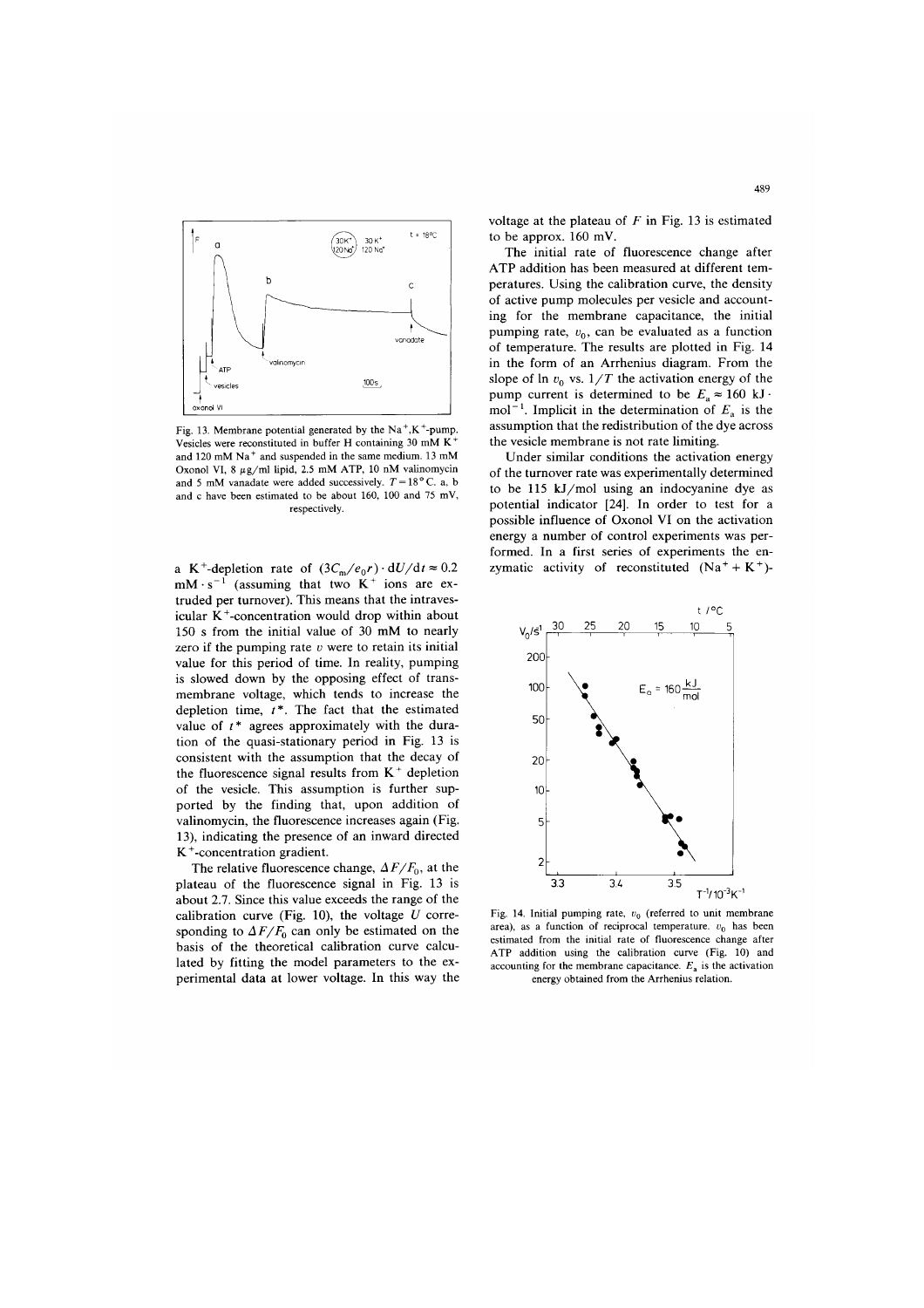Fig. 13. Membrane potential generated by the $Na^+,K^+$-pump. Vesicles were reconstituted in buffer H containing 30 mM $K^+$ and 120 mM $Na^+$ and suspended in the same medium. 13 mM Oxonol VI, 8 μg/ml lipid, 2.5 mM ATP, 10 nM valinomycin and 5 mM vanadate were added successively. $T = 18°C$. a, b and c have been estimated to be about 160, 100 and 75 mV, respectively.

a $K^+$-depletion rate of $(3C_m/e_0 r) \cdot dU/dt \approx 0.2$ $mM \cdot s^{-1}$ (assuming that two $K^+$ ions are extruded per turnover). This means that the intravesicular $K^+$-concentration would drop within about 150 s from the initial value of 30 mM to nearly zero if the pumping rate $v$ were to retain its initial value for this period of time. In reality, pumping is slowed down by the opposing effect of transmembrane voltage, which tends to increase the depletion time, $t^*$. The fact that the estimated value of $t^*$ agrees approximately with the duration of the quasi-stationary period in Fig. 13 is consistent with the assumption that the decay of the fluorescence signal results from $K^+$ depletion of the vesicle. This assumption is further supported by the finding that, upon addition of valinomycin, the fluorescence increases again (Fig. 13), indicating the presence of an inward directed $K^+$-concentration gradient.

The relative fluorescence change, $\Delta F/F_0$, at the plateau of the fluorescence signal in Fig. 13 is about 2.7. Since this value exceeds the range of the calibration curve (Fig. 10), the voltage $U$ corresponding to $\Delta F/F_0$ can only be estimated on the basis of the theoretical calibration curve calculated by fitting the model parameters to the experimental data at lower voltage. In this way the voltage at the plateau of $F$ in Fig. 13 is estimated to be approx. 160 mV.

The initial rate of fluorescence change after ATP addition has been measured at different temperatures. Using the calibration curve, the density of active pump molecules per vesicle and accounting for the membrane capacitance, the initial pumping rate, $v_0$, can be evaluated as a function of temperature. The results are plotted in Fig. 14 in the form of an Arrhenius diagram. From the slope of $\ln v_0$ vs. $1/T$ the activation energy of the pump current is determined to be $E_a \approx 160$ $kJ \cdot mol^{-1}$. Implicit in the determination of $E_a$ is the assumption that the redistribution of the dye across the vesicle membrane is not rate limiting.

Under similar conditions the activation energy of the turnover rate was experimentally determined to be 115 kJ/mol using an indocyanine dye as potential indicator [24]. In order to test for a possible influence of Oxonol VI on the activation energy a number of control experiments was performed. In a first series of experiments the enzymatic activity of reconstituted $(Na^+ + K^+)$-

Fig. 14. Initial pumping rate, $v_0$ (referred to unit membrane area), as a function of reciprocal temperature. $v_0$ has been estimated from the initial rate of fluorescence change after ATP addition using the calibration curve (Fig. 10) and accounting for the membrane capacitance. $E_a$ is the activation energy obtained from the Arrhenius relation.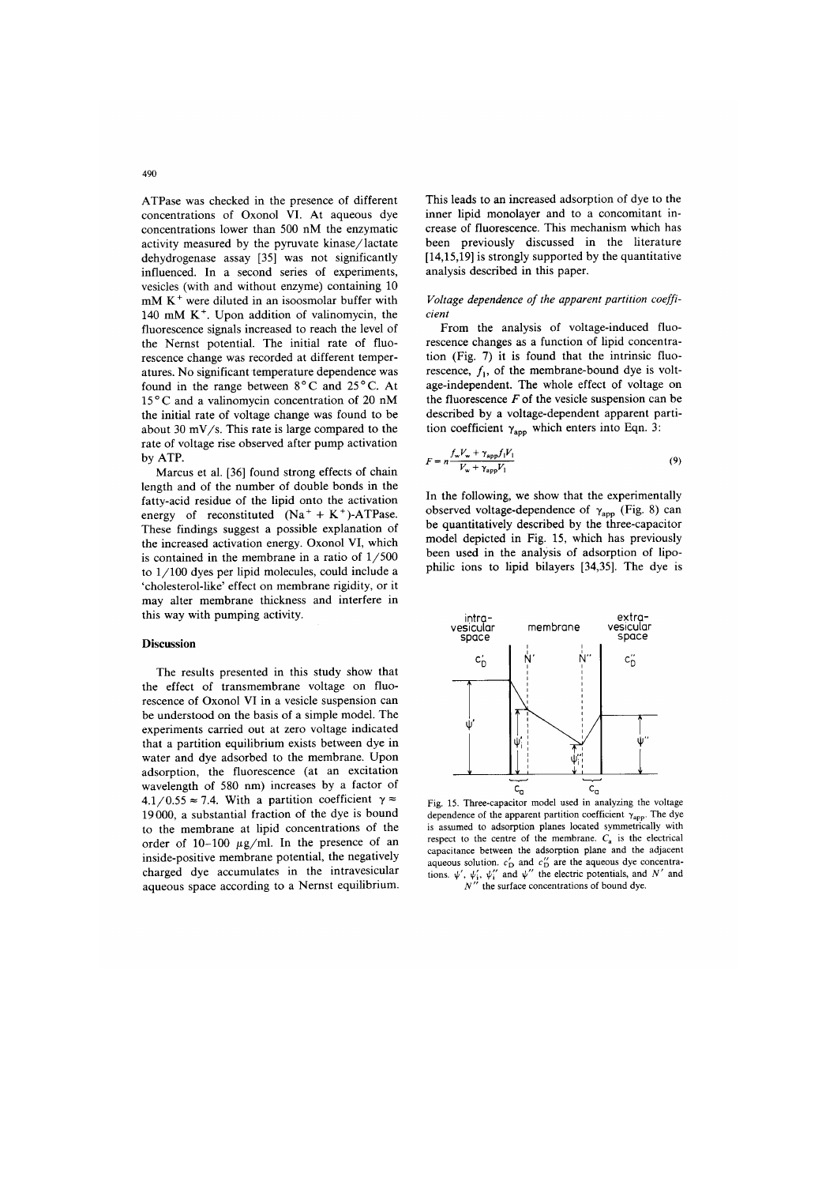ATPase was checked in the presence of different concentrations of Oxonol VI. At aqueous dye concentrations lower than 500 nM the enzymatic activity measured by the pyruvate kinase/lactate dehydrogenase assay [35] was not significantly influenced. In a second series of experiments, vesicles (with and without enzyme) containing 10 mM $K^+$ were diluted in an isoosmolar buffer with 140 mM $K^+$. Upon addition of valinomycin, the fluorescence signals increased to reach the level of the Nernst potential. The initial rate of fluorescence change was recorded at different temperatures. No significant temperature dependence was found in the range between 8°C and 25°C. At 15°C and a valinomycin concentration of 20 nM the initial rate of voltage change was found to be about 30 mV/s. This rate is large compared to the rate of voltage rise observed after pump activation by ATP.

Marcus et al. [36] found strong effects of chain length and of the number of double bonds in the fatty-acid residue of the lipid onto the activation energy of reconstituted $(Na^+ + K^+)$-ATPase. These findings suggest a possible explanation of the increased activation energy. Oxonol VI, which is contained in the membrane in a ratio of 1/500 to 1/100 dyes per lipid molecules, could include a 'cholesterol-like' effect on membrane rigidity, or it may alter membrane thickness and interfere in this way with pumping activity.

## Discussion

The results presented in this study show that the effect of transmembrane voltage on fluorescence of Oxonol VI in a vesicle suspension can be understood on the basis of a simple model. The experiments carried out at zero voltage indicated that a partition equilibrium exists between dye in water and dye adsorbed to the membrane. Upon adsorption, the fluorescence (at an excitation wavelength of 580 nm) increases by a factor of $4.1/0.55 \approx 7.4$. With a partition coefficient $\gamma \approx 19000$, a substantial fraction of the dye is bound to the membrane at lipid concentrations of the order of 10–100 μg/ml. In the presence of an inside-positive membrane potential, the negatively charged dye accumulates in the intravesicular aqueous space according to a Nernst equilibrium. This leads to an increased adsorption of dye to the inner lipid monolayer and to a concomitant increase of fluorescence. This mechanism which has been previously discussed in the literature [14,15,19] is strongly supported by the quantitative analysis described in this paper.

### *Voltage dependence of the apparent partition coefficient*

From the analysis of voltage-induced fluorescence changes as a function of lipid concentration (Fig. 7) it is found that the intrinsic fluorescence, $f_l$, of the membrane-bound dye is voltage-independent. The whole effect of voltage on the fluorescence $F$ of the vesicle suspension can be described by a voltage-dependent apparent partition coefficient $\gamma_{app}$ which enters into Eqn. 3:

$$F = n \frac{f_w V_w + \gamma_{app} f_l V_l}{V_w + \gamma_{app} V_l} \tag{9}$$

In the following, we show that the experimentally observed voltage-dependence of $\gamma_{app}$ (Fig. 8) can be quantitatively described by the three-capacitor model depicted in Fig. 15, which has previously been used in the analysis of adsorption of lipophilic ions to lipid bilayers [34,35]. The dye is

Fig. 15. Three-capacitor model used in analyzing the voltage dependence of the apparent partition coefficient $\gamma_{app}$. The dye is assumed to adsorption planes located symmetrically with respect to the centre of the membrane. $C_a$ is the electrical capacitance between the adsorption plane and the adjacent aqueous solution. $c_D'$ and $c_D''$ are the aqueous dye concentrations. $\psi'$, $\psi_i'$, $\psi_i''$ and $\psi''$ the electric potentials, and $N'$ and $N''$ the surface concentrations of bound dye.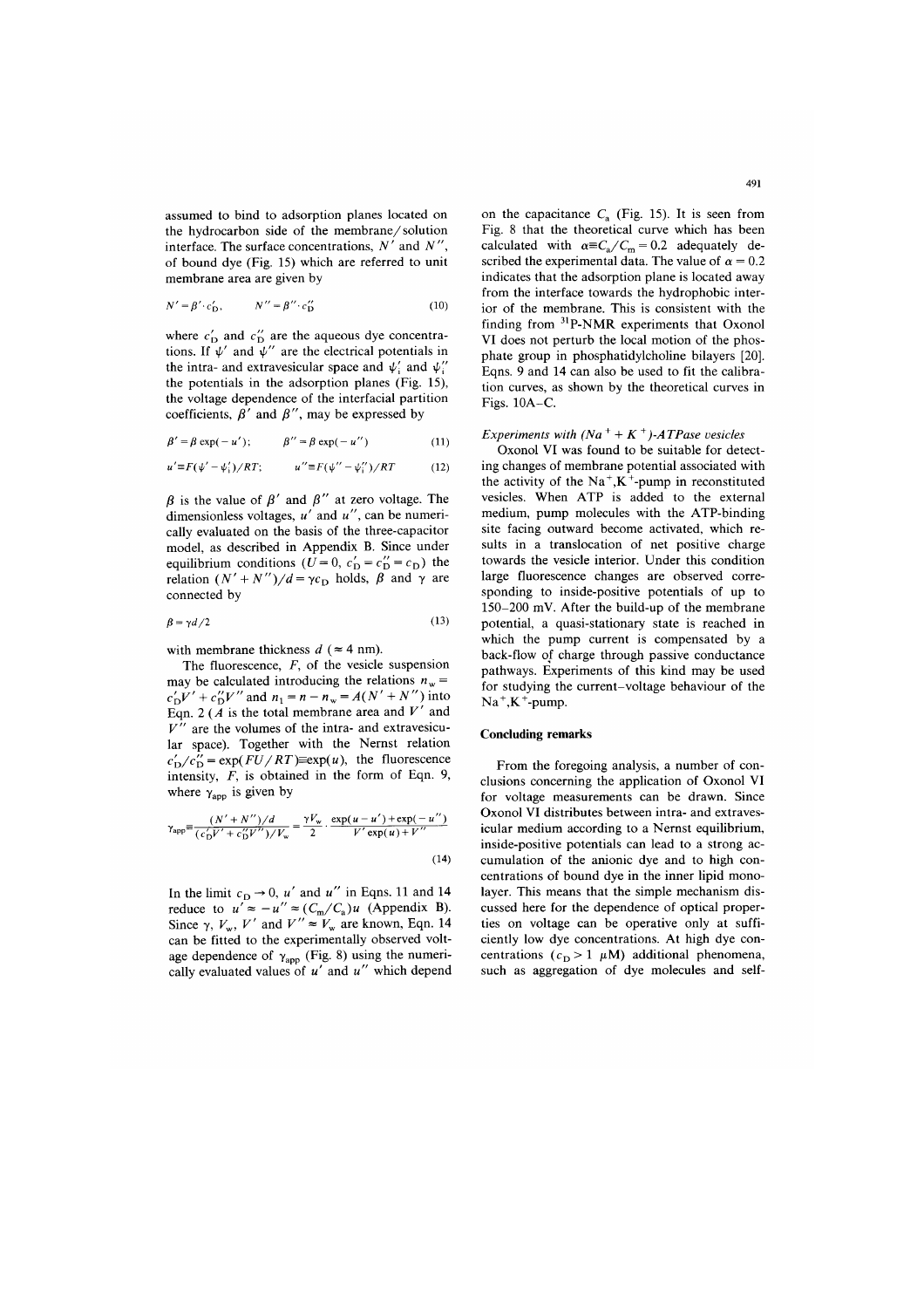assumed to bind to adsorption planes located on the hydrocarbon side of the membrane/solution interface. The surface concentrations, $N'$ and $N''$, of bound dye (Fig. 15) which are referred to unit membrane area are given by

$$N' = \beta' \cdot c'_D, \qquad N'' = \beta'' \cdot c''_D \tag{10}$$

where $c'_D$ and $c''_D$ are the aqueous dye concentrations. If $\psi'$ and $\psi''$ are the electrical potentials in the intra- and extravesicular space and $\psi'_i$ and $\psi''_i$ the potentials in the adsorption planes (Fig. 15), the voltage dependence of the interfacial partition coefficients, $\beta'$ and $\beta''$, may be expressed by

$$\beta' = \beta \exp(-u'); \qquad \beta'' = \beta \exp(-u'') \tag{11}$$

$$u' \equiv F(\psi' - \psi'_i)/RT; \qquad u'' \equiv F(\psi'' - \psi''_i)/RT \tag{12}$$

$\beta$ is the value of $\beta'$ and $\beta''$ at zero voltage. The dimensionless voltages, $u'$ and $u''$, can be numerically evaluated on the basis of the three-capacitor model, as described in Appendix B. Since under equilibrium conditions ($U = 0$, $c'_D = c''_D = c_D$) the relation $(N' + N'')/d = \gamma c_D$ holds, $\beta$ and $\gamma$ are connected by

$$\beta = \gamma d/2 \tag{13}$$

with membrane thickness $d$ ($\approx$ 4 nm).

The fluorescence, $F$, of the vesicle suspension may be calculated introducing the relations $n_w = c'_D V' + c''_D V''$ and $n_1 = n - n_w = A(N' + N'')$ into Eqn. 2 ($A$ is the total membrane area and $V'$ and $V''$ are the volumes of the intra- and extravesicular space). Together with the Nernst relation $c'_D/c''_D = \exp(FU/RT) \equiv \exp(u)$, the fluorescence intensity, $F$, is obtained in the form of Eqn. 9, where $\gamma_{app}$ is given by

$$\gamma_{app} \equiv \frac{(N' + N'')/d}{(c'_D V' + c''_D V'')/V_w} = \frac{\gamma V_w}{2} \cdot \frac{\exp(u - u') + \exp(-u'')}{V' \exp(u) + V''} \tag{14}$$

In the limit $c_D \to 0$, $u'$ and $u''$ in Eqns. 11 and 14 reduce to $u' \approx -u'' \approx (C_m/C_a)u$ (Appendix B). Since $\gamma$, $V_w$, $V'$ and $V'' \approx V_w$ are known, Eqn. 14 can be fitted to the experimentally observed voltage dependence of $\gamma_{app}$ (Fig. 8) using the numerically evaluated values of $u'$ and $u''$ which depend on the capacitance $C_a$ (Fig. 15). It is seen from Fig. 8 that the theoretical curve which has been calculated with $\alpha \equiv C_a/C_m = 0.2$ adequately described the experimental data. The value of $\alpha = 0.2$ indicates that the adsorption plane is located away from the interface towards the hydrophobic interior of the membrane. This is consistent with the finding from $^{31}$P-NMR experiments that Oxonol VI does not perturb the local motion of the phosphate group in phosphatidylcholine bilayers [20]. Eqns. 9 and 14 can also be used to fit the calibration curves, as shown by the theoretical curves in Figs. 10A–C.

### *Experiments with $(Na^+ + K^+)$-ATPase vesicles*

Oxonol VI was found to be suitable for detecting changes of membrane potential associated with the activity of the $Na^+,K^+$-pump in reconstituted vesicles. When ATP is added to the external medium, pump molecules with the ATP-binding site facing outward become activated, which results in a translocation of net positive charge towards the vesicle interior. Under this condition large fluorescence changes are observed corresponding to inside-positive potentials of up to 150–200 mV. After the build-up of the membrane potential, a quasi-stationary state is reached in which the pump current is compensated by a back-flow of charge through passive conductance pathways. Experiments of this kind may be used for studying the current–voltage behaviour of the $Na^+,K^+$-pump.

## Concluding remarks

From the foregoing analysis, a number of conclusions concerning the application of Oxonol VI for voltage measurements can be drawn. Since Oxonol VI distributes between intra- and extravesicular medium according to a Nernst equilibrium, inside-positive potentials can lead to a strong accumulation of the anionic dye and to high concentrations of bound dye in the inner lipid monolayer. This means that the simple mechanism discussed here for the dependence of optical properties on voltage can be operative only at sufficiently low dye concentrations. At high dye concentrations ($c_D > 1$ μM) additional phenomena, such as aggregation of dye molecules and self-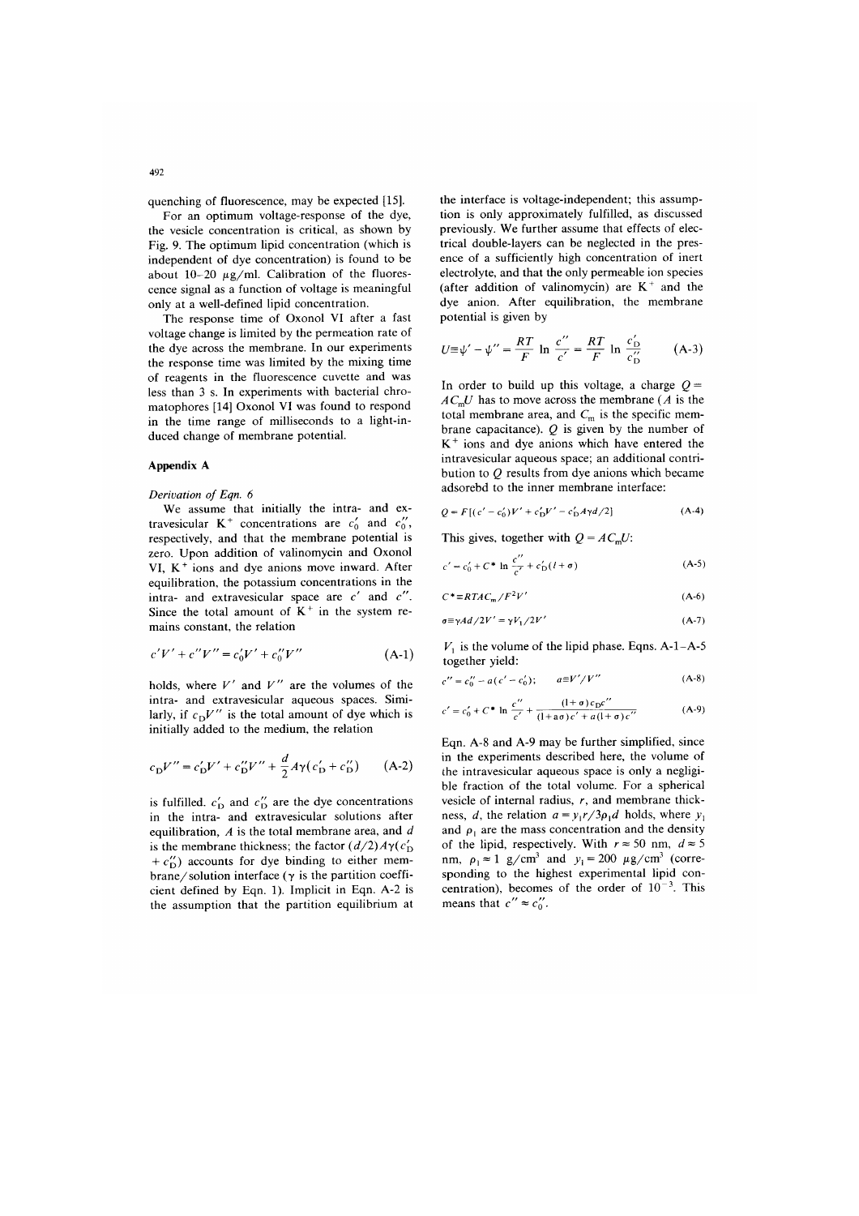quenching of fluorescence, may be expected [15].

For an optimum voltage-response of the dye, the vesicle concentration is critical, as shown by Fig. 9. The optimum lipid concentration (which is independent of dye concentration) is found to be about 10–20 $\mu$g/ml. Calibration of the fluorescence signal as a function of voltage is meaningful only at a well-defined lipid concentration.

The response time of Oxonol VI after a fast voltage change is limited by the permeation rate of the dye across the membrane. In our experiments the response time was limited by the mixing time of reagents in the fluorescence cuvette and was less than 3 s. In experiments with bacterial chromatophores [14] Oxonol VI was found to respond in the time range of milliseconds to a light-induced change of membrane potential.

## Appendix A

*Derivation of Eqn. 6*

We assume that initially the intra- and extravesicular $K^+$ concentrations are $c_0'$ and $c_0''$, respectively, and that the membrane potential is zero. Upon addition of valinomycin and Oxonol VI, $K^+$ ions and dye anions move inward. After equilibration, the potassium concentrations in the intra- and extravesicular space are $c'$ and $c''$. Since the total amount of $K^+$ in the system remains constant, the relation

$$c'V' + c''V'' = c_0'V' + c_0''V'' \tag{A-1}$$

holds, where $V'$ and $V''$ are the volumes of the intra- and extravesicular aqueous spaces. Similarly, if $c_D V''$ is the total amount of dye which is initially added to the medium, the relation

$$c_D V'' = c_D' V' + c_D'' V'' + \frac{d}{2} A\gamma (c_D' + c_D'') \tag{A-2}$$

is fulfilled. $c_D'$ and $c_D''$ are the dye concentrations in the intra- and extravesicular solutions after equilibration, $A$ is the total membrane area, and $d$ is the membrane thickness; the factor $(d/2)A\gamma(c_D' + c_D'')$ accounts for dye binding to either membrane/solution interface ($\gamma$ is the partition coefficient defined by Eqn. 1). Implicit in Eqn. A-2 is the assumption that the partition equilibrium at the interface is voltage-independent; this assumption is only approximately fulfilled, as discussed previously. We further assume that effects of electrical double-layers can be neglected in the presence of a sufficiently high concentration of inert electrolyte, and that the only permeable ion species (after addition of valinomycin) are $K^+$ and the dye anion. After equilibration, the membrane potential is given by

$$U \equiv \psi' - \psi'' = \frac{RT}{F} \ln \frac{c''}{c'} = \frac{RT}{F} \ln \frac{c_D'}{c_D''} \tag{A-3}$$

In order to build up this voltage, a charge $Q = AC_mU$ has to move across the membrane ($A$ is the total membrane area, and $C_m$ is the specific membrane capacitance). $Q$ is given by the number of $K^+$ ions and dye anions which have entered the intravesicular aqueous space; an additional contribution to $Q$ results from dye anions which became adsorebd to the inner membrane interface:

$$Q = F[(c' - c_0')V' + c_D'V' - c_D'A\gamma d/2] \tag{A-4}$$

This gives, together with $Q = AC_mU$:

$$c' = c_0' + C^* \ln \frac{c''}{c'} + c_D'(l + \sigma) \tag{A-5}$$

$$C^* \equiv RTAC_m/F^2V' \tag{A-6}$$

$$\sigma \equiv \gamma Ad/2V' = \gamma V_1/2V' \tag{A-7}$$

$V_1$ is the volume of the lipid phase. Eqns. A-1–A-5 together yield:

$$c'' = c_0'' - a(c' - c_0'); \qquad a \equiv V'/V'' \tag{A-8}$$

$$c' = c_0' + C^* \ln \frac{c''}{c'} + \frac{(1+\sigma)c_D c''}{(1+a\sigma)c' + a(1+\sigma)c''} \tag{A-9}$$

Eqn. A-8 and A-9 may be further simplified, since in the experiments described here, the volume of the intravesicular aqueous space is only a negligible fraction of the total volume. For a spherical vesicle of internal radius, $r$, and membrane thickness, $d$, the relation $a = y_1 r/3\rho_1 d$ holds, where $y_1$ and $\rho_1$ are the mass concentration and the density of the lipid, respectively. With $r \approx 50$ nm, $d \approx 5$ nm, $\rho_1 \approx 1$ g/cm$^3$ and $y_1 = 200$ $\mu$g/cm$^3$ (corresponding to the highest experimental lipid concentration), becomes of the order of $10^{-3}$. This means that $c'' \approx c_0''$.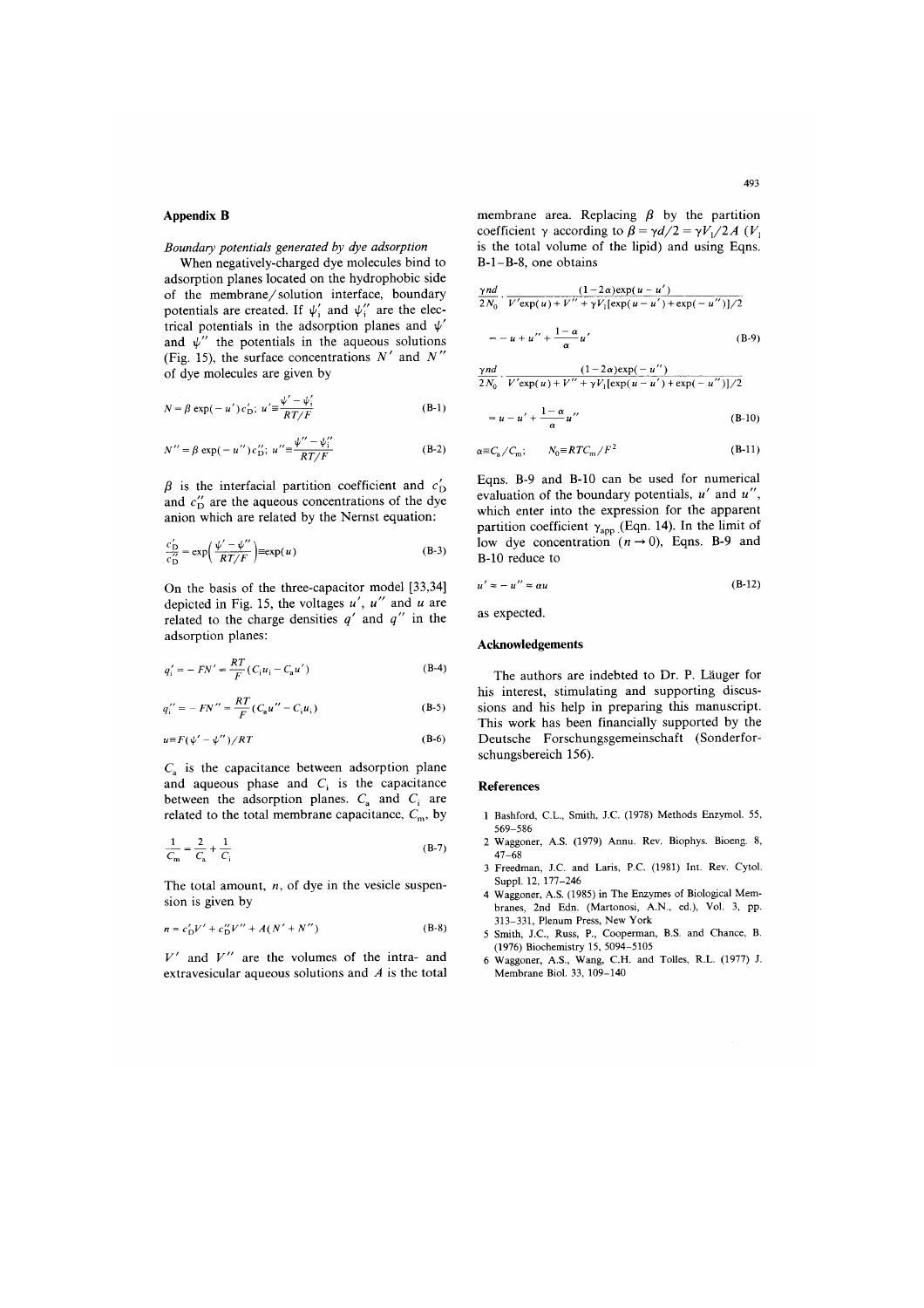## Appendix B

*Boundary potentials generated by dye adsorption*

When negatively-charged dye molecules bind to adsorption planes located on the hydrophobic side of the membrane/solution interface, boundary potentials are created. If $\psi_i'$ and $\psi_i''$ are the electrical potentials in the adsorption planes and $\psi'$ and $\psi''$ the potentials in the aqueous solutions (Fig. 15), the surface concentrations $N'$ and $N''$ of dye molecules are given by

$$N = \beta \exp(-u')c_D'; \; u' \equiv \frac{\psi' - \psi_i'}{RT/F} \tag{B-1}$$

$$N'' = \beta \exp(-u'')c_D''; \; u'' \equiv \frac{\psi'' - \psi_i''}{RT/F} \tag{B-2}$$

$\beta$ is the interfacial partition coefficient and $c_D'$ and $c_D''$ are the aqueous concentrations of the dye anion which are related by the Nernst equation:

$$\frac{c_D'}{c_D''} = \exp\left(\frac{\psi' - \psi''}{RT/F}\right) \equiv \exp(u) \tag{B-3}$$

On the basis of the three-capacitor model [33,34] depicted in Fig. 15, the voltages $u'$, $u''$ and $u$ are related to the charge densities $q'$ and $q''$ in the adsorption planes:

$$q_i' = -FN' = \frac{RT}{F}(C_i u_i - C_a u') \tag{B-4}$$

$$q_i'' = -FN'' = \frac{RT}{F}(C_a u'' - C_i u_i) \tag{B-5}$$

$$u \equiv F(\psi' - \psi'')/RT \tag{B-6}$$

$C_a$ is the capacitance between adsorption plane and aqueous phase and $C_i$ is the capacitance between the adsorption planes. $C_a$ and $C_i$ are related to the total membrane capacitance, $C_m$, by

$$\frac{1}{C_m} = \frac{2}{C_a} + \frac{1}{C_i} \tag{B-7}$$

The total amount, $n$, of dye in the vesicle suspension is given by

$$n = c_D'V' + c_D''V'' + A(N' + N'') \tag{B-8}$$

$V'$ and $V''$ are the volumes of the intra- and extravesicular aqueous solutions and $A$ is the total membrane area. Replacing $\beta$ by the partition coefficient $\gamma$ according to $\beta = \gamma d/2 = \gamma V_l/2A$ ($V_l$ is the total volume of the lipid) and using Eqns. B-1–B-8, one obtains

$$\frac{\gamma n d}{2N_0} \cdot \frac{(1-2\alpha)\exp(u-u')}{V'\exp(u) + V'' + \gamma V_l[\exp(u-u') + \exp(-u'')]/2} = -u + u'' + \frac{1-\alpha}{\alpha}u' \tag{B-9}$$

$$\frac{\gamma n d}{2N_0} \cdot \frac{(1-2\alpha)\exp(-u'')}{V'\exp(u) + V'' + \gamma V_l[\exp(u-u') + \exp(-u'')]/2} = u - u' + \frac{1-\alpha}{\alpha}u'' \tag{B-10}$$

$$\alpha \equiv C_a/C_m; \quad N_0 \equiv RTC_m/F^2 \tag{B-11}$$

Eqns. B-9 and B-10 can be used for numerical evaluation of the boundary potentials, $u'$ and $u''$, which enter into the expression for the apparent partition coefficient $\gamma_{app}$ (Eqn. 14). In the limit of low dye concentration ($n \to 0$), Eqns. B-9 and B-10 reduce to

$$u' \approx -u'' \approx \alpha u \tag{B-12}$$

as expected.

## Acknowledgements

The authors are indebted to Dr. P. Läuger for his interest, stimulating and supporting discussions and his help in preparing this manuscript. This work has been financially supported by the Deutsche Forschungsgemeinschaft (Sonderforschungsbereich 156).

## References

1 Bashford, C.L., Smith, J.C. (1978) Methods Enzymol. 55, 569–586
2 Waggoner, A.S. (1979) Annu. Rev. Biophys. Bioeng. 8, 47–68
3 Freedman, J.C. and Laris, P.C. (1981) Int. Rev. Cytol. Suppl. 12, 177–246
4 Waggoner, A.S. (1985) in The Enzymes of Biological Membranes, 2nd Edn. (Martonosi, A.N., ed.), Vol. 3, pp. 313–331, Plenum Press, New York
5 Smith, J.C., Russ, P., Cooperman, B.S. and Chance, B. (1976) Biochemistry 15, 5094–5105
6 Waggoner, A.S., Wang, C.H. and Tolles, R.L. (1977) J. Membrane Biol. 33, 109–140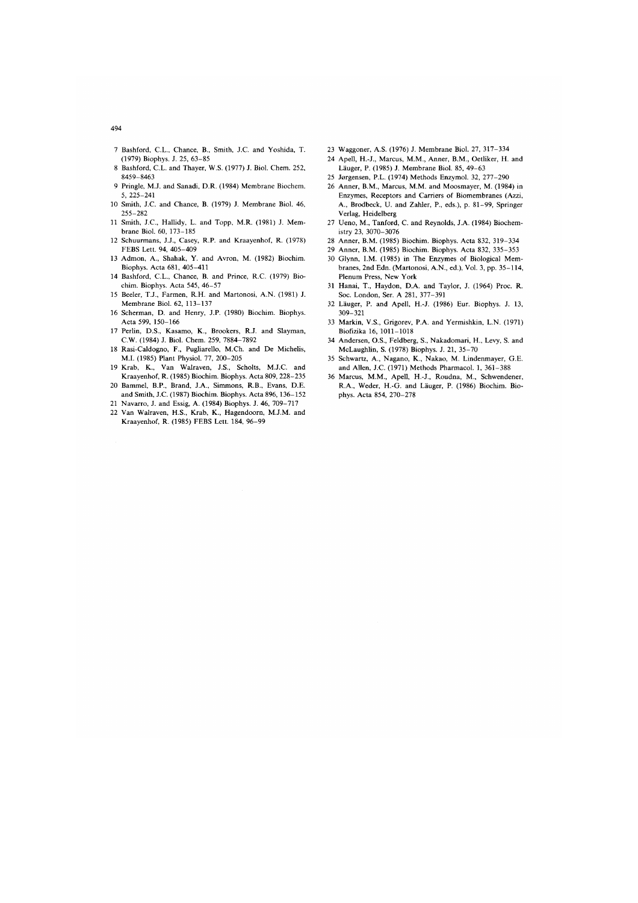7 Bashford, C.L., Chance, B., Smith, J.C. and Yoshida, T. (1979) Biophys. J. 25, 63–85

8 Bashford, C.L. and Thayer, W.S. (1977) J. Biol. Chem. 252, 8459–8463

9 Pringle, M.J. and Sanadi, D.R. (1984) Membrane Biochem. 5, 225–241

10 Smith, J.C. and Chance, B. (1979) J. Membrane Biol. 46, 255–282

11 Smith, J.C., Hallidy, L. and Topp, M.R. (1981) J. Membrane Biol. 60, 173–185

12 Schuurmans, J.J., Casey, R.P. and Kraayenhof, R. (1978) FEBS Lett. 94, 405–409

13 Admon, A., Shahak, Y. and Avron, M. (1982) Biochim. Biophys. Acta 681, 405–411

14 Bashford, C.L., Chance, B. and Prince, R.C. (1979) Biochim. Biophys. Acta 545, 46–57

15 Beeler, T.J., Farmen, R.H. and Martonosi, A.N. (1981) J. Membrane Biol. 62, 113–137

16 Scherman, D. and Henry, J.P. (1980) Biochim. Biophys. Acta 599, 150–166

17 Perlin, D.S., Kasamo, K., Brookers, R.J. and Slayman, C.W. (1984) J. Biol. Chem. 259, 7884–7892

18 Rasi-Caldogno, F., Pugliarello, M.Ch. and De Michelis, M.I. (1985) Plant Physiol. 77, 200–205

19 Krab, K., Van Walraven, J.S., Scholts, M.J.C. and Kraayenhof, R. (1985) Biochim. Biophys. Acta 809, 228–235

20 Bammel, B.P., Brand, J.A., Simmons, R.B., Evans, D.E. and Smith, J.C. (1987) Biochim. Biophys. Acta 896, 136–152

21 Navarro, J. and Essig, A. (1984) Biophys. J. 46, 709–717

22 Van Walraven, H.S., Krab, K., Hagendoorn, M.J.M. and Kraayenhof, R. (1985) FEBS Lett. 184, 96–99

23 Waggoner, A.S. (1976) J. Membrane Biol. 27, 317–334

24 Apell, H.-J., Marcus, M.M., Anner, B.M., Oetliker, H. and Läuger, P. (1985) J. Membrane Biol. 85, 49–63

25 Jørgensen, P.L. (1974) Methods Enzymol. 32, 277–290

26 Anner, B.M., Marcus, M.M. and Moosmayer, M. (1984) in Enzymes, Receptors and Carriers of Biomembranes (Azzi, A., Brodbeck, U. and Zahler, P., eds.), p. 81–99, Springer Verlag, Heidelberg

27 Ueno, M., Tanford, C. and Reynolds, J.A. (1984) Biochemistry 23, 3070–3076

28 Anner, B.M. (1985) Biochim. Biophys. Acta 832, 319–334

29 Anner, B.M. (1985) Biochim. Biophys. Acta 832, 335–353

30 Glynn, I.M. (1985) in The Enzymes of Biological Membranes, 2nd Edn. (Martonosi, A.N., ed.), Vol. 3, pp. 35–114, Plenum Press, New York

31 Hanai, T., Haydon, D.A. and Taylor, J. (1964) Proc. R. Soc. London, Ser. A 281, 377–391

32 Läuger, P. and Apell, H.-J. (1986) Eur. Biophys. J. 13, 309–321

33 Markin, V.S., Grigorev, P.A. and Yermishkin, L.N. (1971) Biofizika 16, 1011–1018

34 Andersen, O.S., Feldberg, S., Nakadomari, H., Levy, S. and McLaughlin, S. (1978) Biophys. J. 21, 35–70

35 Schwartz, A., Nagano, K., Nakao, M. Lindenmayer, G.E. and Allen, J.C. (1971) Methods Pharmacol. 1, 361–388

36 Marcus, M.M., Apell, H.-J., Roudna, M., Schwendener, R.A., Weder, H.-G. and Läuger, P. (1986) Biochim. Biophys. Acta 854, 270–278